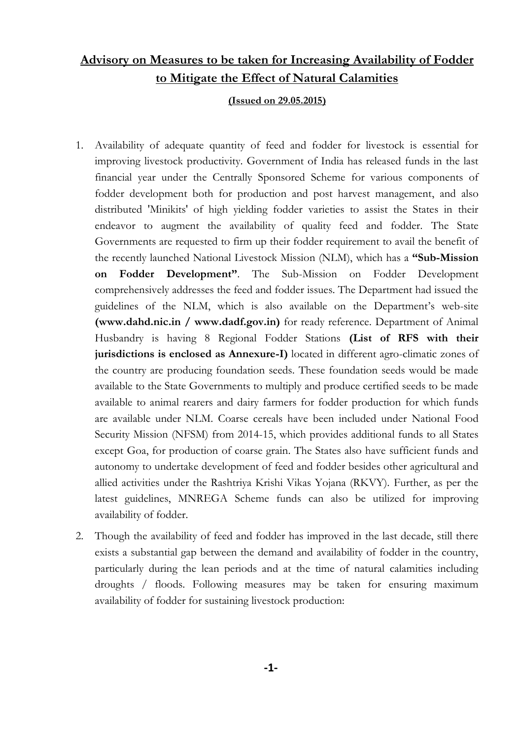# Advisory on Measures to be taken for Increasing Availability of Fodder to Mitigate the Effect of Natural Calamities

**(Issued on 29.05.2015)**

1. Availability of adequate quantity of feed and fodder for livestock is essential for improving livestock productivity. Government of India has released funds in the last financial year under the Centrally Sponsored Scheme for various components of fodder development both for production and post harvest management, and also distributed 'Minikits' of high yielding fodder varieties to assist the States in their endeavor to augment the availability of quality feed and fodder. The State Governments are requested to firm up their fodder requirement to avail the benefit of the recently launched National Livestock Mission (NLM), which has a **"Sub-Mission on Fodder Development"**. The Sub-Mission on Fodder Development comprehensively addresses the feed and fodder issues. The Department had issued the guidelines of the NLM, which is also available on the Department's web-site **(www.dahd.nic.in / www.dadf.gov.in)** for ready reference. Department of Animal Husbandry is having 8 Regional Fodder Stations **(List of RFS with their jurisdictions is enclosed as Annexure-I)** located in different agro-climatic zones of the country are producing foundation seeds. These foundation seeds would be made available to the State Governments to multiply and produce certified seeds to be made available to animal rearers and dairy farmers for fodder production for which funds are available under NLM. Coarse cereals have been included under National Food Security Mission (NFSM) from 2014-15, which provides additional funds to all States except Goa, for production of coarse grain. The States also have sufficient funds and autonomy to undertake development of feed and fodder besides other agricultural and allied activities under the Rashtriya Krishi Vikas Yojana (RKVY). Further, as per the latest guidelines, MNREGA Scheme funds can also be utilized for improving availability of fodder.

2. Though the availability of feed and fodder has improved in the last decade, still there exists a substantial gap between the demand and availability of fodder in the country, particularly during the lean periods and at the time of natural calamities including droughts / floods. Following measures may be taken for ensuring maximum availability of fodder for sustaining livestock production: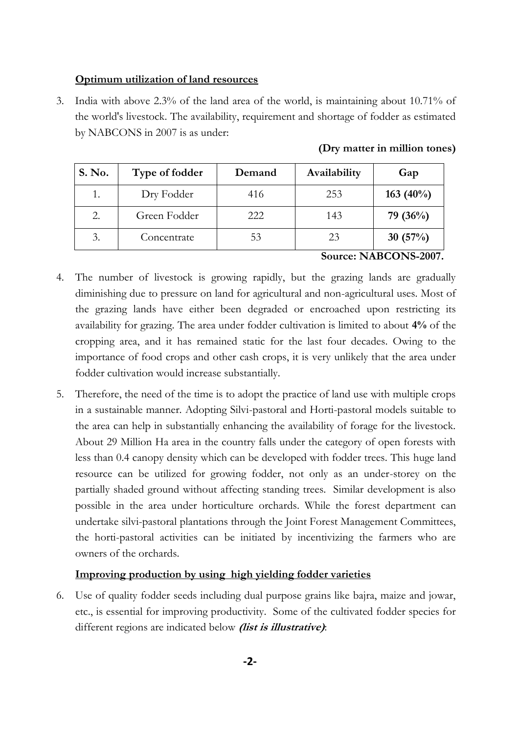**Optimum utilization of land resources**

3. India with above 2.3% of the land area of the world, is maintaining about 10.71% of the world's livestock. The availability, requirement and shortage of fodder as estimated by NABCONS in 2007 is as under:

**(Dry matter in million tones)**

| S. No. | Type of fodder | Demand | Availability | Gap |
|---|---|---|---|---|
| 1. | Dry Fodder | 416 | 253 | **163 (40%)** |
| 2. | Green Fodder | 222 | 143 | **79 (36%)** |
| 3. | Concentrate | 53 | 23 | **30 (57%)** |

**Source: NABCONS-2007.**

4. The number of livestock is growing rapidly, but the grazing lands are gradually diminishing due to pressure on land for agricultural and non-agricultural uses. Most of the grazing lands have either been degraded or encroached upon restricting its availability for grazing. The area under fodder cultivation is limited to about **4%** of the cropping area, and it has remained static for the last four decades. Owing to the importance of food crops and other cash crops, it is very unlikely that the area under fodder cultivation would increase substantially.

5. Therefore, the need of the time is to adopt the practice of land use with multiple crops in a sustainable manner. Adopting Silvi-pastoral and Horti-pastoral models suitable to the area can help in substantially enhancing the availability of forage for the livestock. About 29 Million Ha area in the country falls under the category of open forests with less than 0.4 canopy density which can be developed with fodder trees. This huge land resource can be utilized for growing fodder, not only as an under-storey on the partially shaded ground without affecting standing trees. Similar development is also possible in the area under horticulture orchards. While the forest department can undertake silvi-pastoral plantations through the Joint Forest Management Committees, the horti-pastoral activities can be initiated by incentivizing the farmers who are owners of the orchards.

**Improving production by using high yielding fodder varieties**

6. Use of quality fodder seeds including dual purpose grains like bajra, maize and jowar, etc., is essential for improving productivity. Some of the cultivated fodder species for different regions are indicated below ***(list is illustrative)***: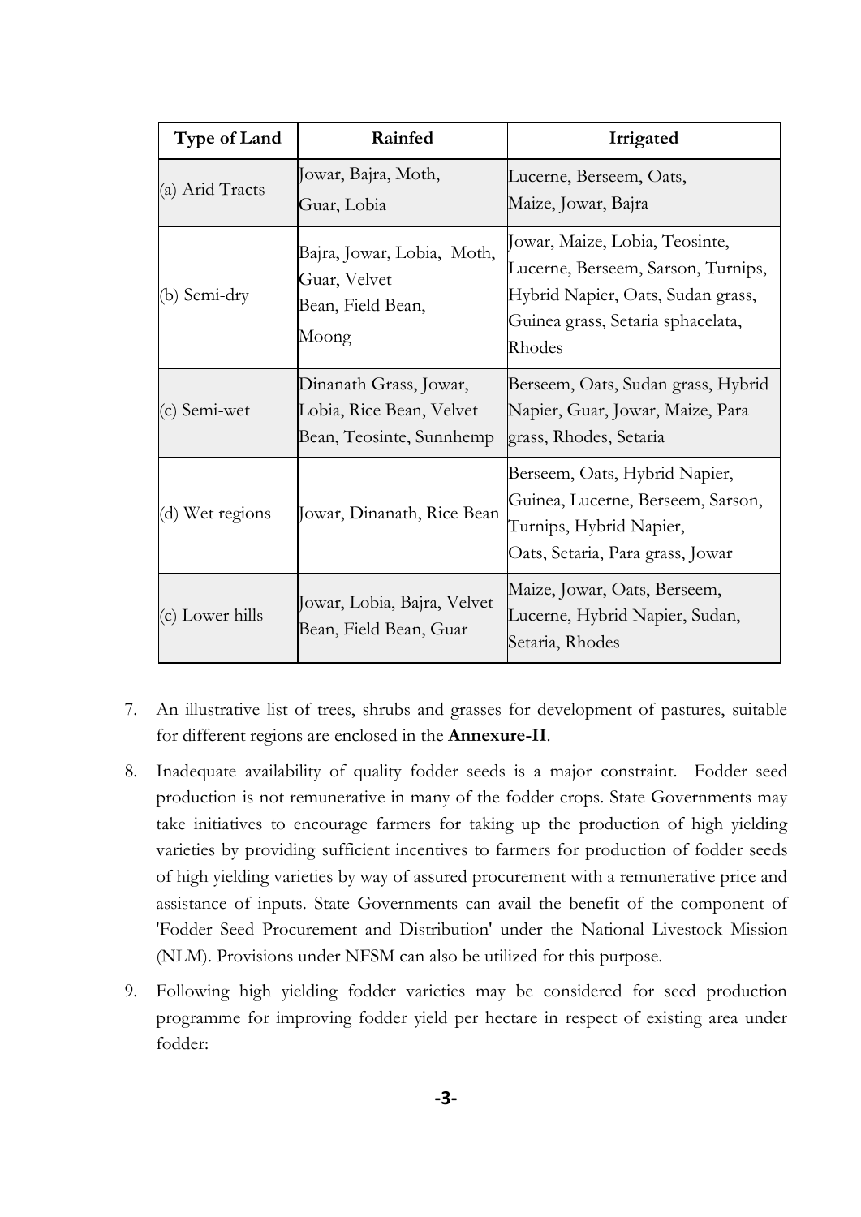| Type of Land | Rainfed | Irrigated |
|---|---|---|
| (a) Arid Tracts | Jowar, Bajra, Moth, Guar, Lobia | Lucerne, Berseem, Oats, Maize, Jowar, Bajra |
| (b) Semi-dry | Bajra, Jowar, Lobia, Moth, Guar, Velvet Bean, Field Bean, Moong | Jowar, Maize, Lobia, Teosinte, Lucerne, Berseem, Sarson, Turnips, Hybrid Napier, Oats, Sudan grass, Guinea grass, Setaria sphacelata, Rhodes |
| (c) Semi-wet | Dinanath Grass, Jowar, Lobia, Rice Bean, Velvet Bean, Teosinte, Sunnhemp | Berseem, Oats, Sudan grass, Hybrid Napier, Guar, Jowar, Maize, Para grass, Rhodes, Setaria |
| (d) Wet regions | Jowar, Dinanath, Rice Bean | Berseem, Oats, Hybrid Napier, Guinea, Lucerne, Berseem, Sarson, Turnips, Hybrid Napier, Oats, Setaria, Para grass, Jowar |
| (c) Lower hills | Jowar, Lobia, Bajra, Velvet Bean, Field Bean, Guar | Maize, Jowar, Oats, Berseem, Lucerne, Hybrid Napier, Sudan, Setaria, Rhodes |

7. An illustrative list of trees, shrubs and grasses for development of pastures, suitable for different regions are enclosed in the **Annexure-II**.

8. Inadequate availability of quality fodder seeds is a major constraint. Fodder seed production is not remunerative in many of the fodder crops. State Governments may take initiatives to encourage farmers for taking up the production of high yielding varieties by providing sufficient incentives to farmers for production of fodder seeds of high yielding varieties by way of assured procurement with a remunerative price and assistance of inputs. State Governments can avail the benefit of the component of 'Fodder Seed Procurement and Distribution' under the National Livestock Mission (NLM). Provisions under NFSM can also be utilized for this purpose.

9. Following high yielding fodder varieties may be considered for seed production programme for improving fodder yield per hectare in respect of existing area under fodder: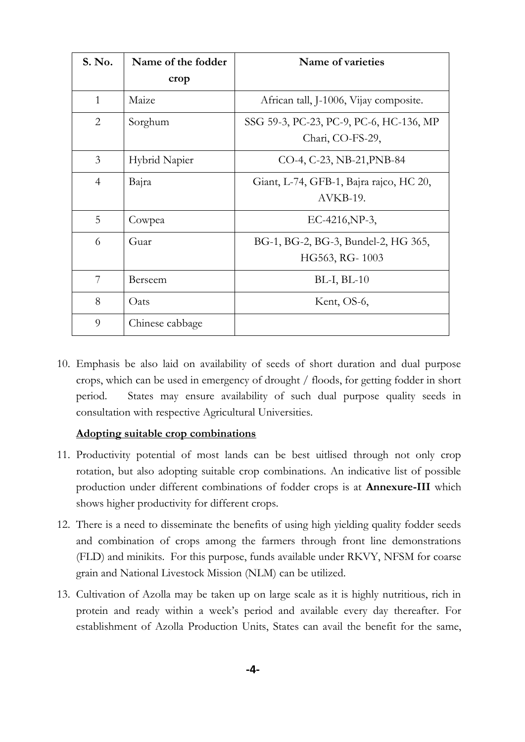| S. No. | Name of the fodder crop | Name of varieties |
|---|---|---|
| 1 | Maize | African tall, J-1006, Vijay composite. |
| 2 | Sorghum | SSG 59-3, PC-23, PC-9, PC-6, HC-136, MP Chari, CO-FS-29, |
| 3 | Hybrid Napier | CO-4, C-23, NB-21,PNB-84 |
| 4 | Bajra | Giant, L-74, GFB-1, Bajra rajco, HC 20, AVKB-19. |
| 5 | Cowpea | EC-4216,NP-3, |
| 6 | Guar | BG-1, BG-2, BG-3, Bundel-2, HG 365, HG563, RG- 1003 |
| 7 | Berseem | BL-I, BL-10 |
| 8 | Oats | Kent, OS-6, |
| 9 | Chinese cabbage | |

10. Emphasis be also laid on availability of seeds of short duration and dual purpose crops, which can be used in emergency of drought / floods, for getting fodder in short period. States may ensure availability of such dual purpose quality seeds in consultation with respective Agricultural Universities.

**<u>Adopting suitable crop combinations</u>**

11. Productivity potential of most lands can be best uitlised through not only crop rotation, but also adopting suitable crop combinations. An indicative list of possible production under different combinations of fodder crops is at **Annexure-III** which shows higher productivity for different crops.

12. There is a need to disseminate the benefits of using high yielding quality fodder seeds and combination of crops among the farmers through front line demonstrations (FLD) and minikits. For this purpose, funds available under RKVY, NFSM for coarse grain and National Livestock Mission (NLM) can be utilized.

13. Cultivation of Azolla may be taken up on large scale as it is highly nutritious, rich in protein and ready within a week's period and available every day thereafter. For establishment of Azolla Production Units, States can avail the benefit for the same,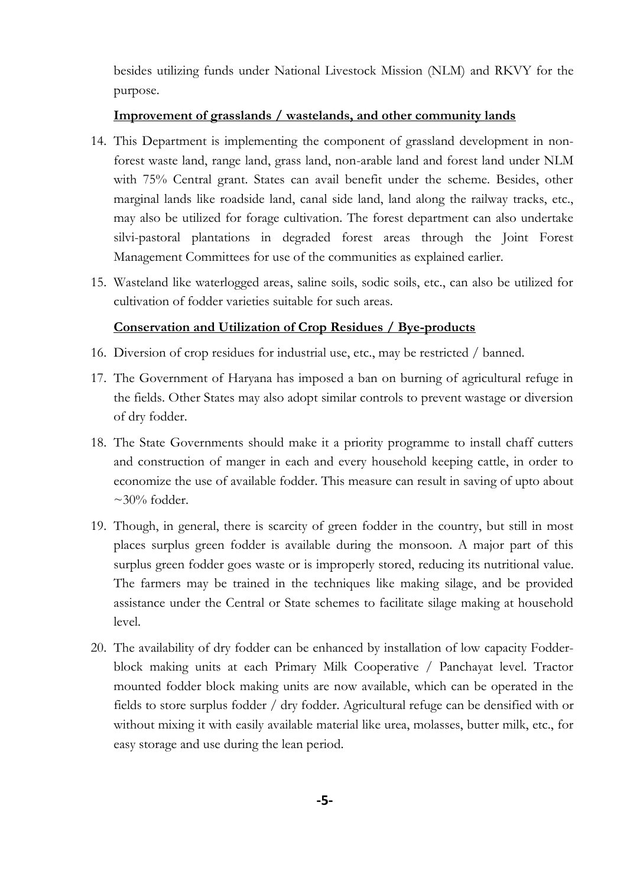besides utilizing funds under National Livestock Mission (NLM) and RKVY for the purpose.

**Improvement of grasslands / wastelands, and other community lands**

14. This Department is implementing the component of grassland development in non-forest waste land, range land, grass land, non-arable land and forest land under NLM with 75% Central grant. States can avail benefit under the scheme. Besides, other marginal lands like roadside land, canal side land, land along the railway tracks, etc., may also be utilized for forage cultivation. The forest department can also undertake silvi-pastoral plantations in degraded forest areas through the Joint Forest Management Committees for use of the communities as explained earlier.
15. Wasteland like waterlogged areas, saline soils, sodic soils, etc., can also be utilized for cultivation of fodder varieties suitable for such areas.

**Conservation and Utilization of Crop Residues / Bye-products**

16. Diversion of crop residues for industrial use, etc., may be restricted / banned.
17. The Government of Haryana has imposed a ban on burning of agricultural refuge in the fields. Other States may also adopt similar controls to prevent wastage or diversion of dry fodder.
18. The State Governments should make it a priority programme to install chaff cutters and construction of manger in each and every household keeping cattle, in order to economize the use of available fodder. This measure can result in saving of upto about ~30% fodder.
19. Though, in general, there is scarcity of green fodder in the country, but still in most places surplus green fodder is available during the monsoon. A major part of this surplus green fodder goes waste or is improperly stored, reducing its nutritional value. The farmers may be trained in the techniques like making silage, and be provided assistance under the Central or State schemes to facilitate silage making at household level.
20. The availability of dry fodder can be enhanced by installation of low capacity Fodder-block making units at each Primary Milk Cooperative / Panchayat level. Tractor mounted fodder block making units are now available, which can be operated in the fields to store surplus fodder / dry fodder. Agricultural refuge can be densified with or without mixing it with easily available material like urea, molasses, butter milk, etc., for easy storage and use during the lean period.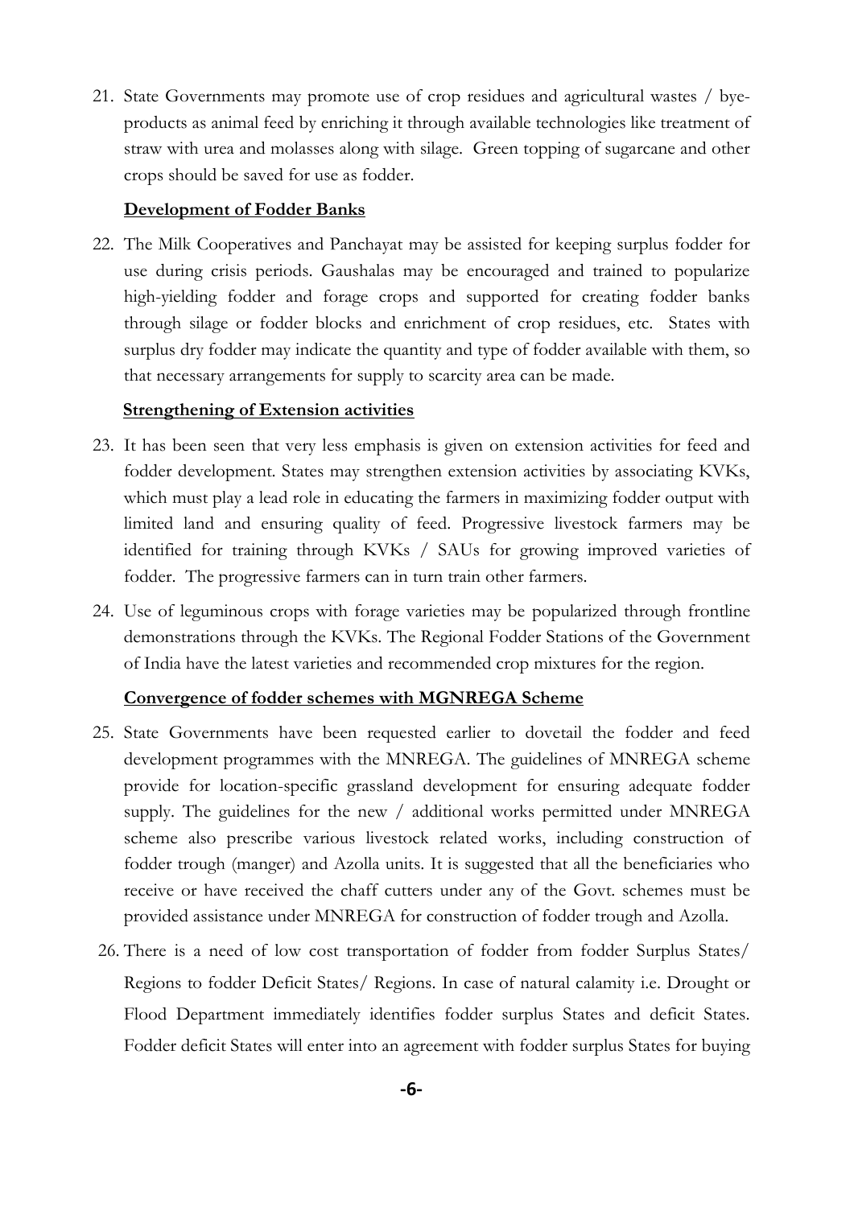21. State Governments may promote use of crop residues and agricultural wastes / bye-products as animal feed by enriching it through available technologies like treatment of straw with urea and molasses along with silage. Green topping of sugarcane and other crops should be saved for use as fodder.

**Development of Fodder Banks**

22. The Milk Cooperatives and Panchayat may be assisted for keeping surplus fodder for use during crisis periods. Gaushalas may be encouraged and trained to popularize high-yielding fodder and forage crops and supported for creating fodder banks through silage or fodder blocks and enrichment of crop residues, etc. States with surplus dry fodder may indicate the quantity and type of fodder available with them, so that necessary arrangements for supply to scarcity area can be made.

**Strengthening of Extension activities**

23. It has been seen that very less emphasis is given on extension activities for feed and fodder development. States may strengthen extension activities by associating KVKs, which must play a lead role in educating the farmers in maximizing fodder output with limited land and ensuring quality of feed. Progressive livestock farmers may be identified for training through KVKs / SAUs for growing improved varieties of fodder. The progressive farmers can in turn train other farmers.

24. Use of leguminous crops with forage varieties may be popularized through frontline demonstrations through the KVKs. The Regional Fodder Stations of the Government of India have the latest varieties and recommended crop mixtures for the region.

**Convergence of fodder schemes with MGNREGA Scheme**

25. State Governments have been requested earlier to dovetail the fodder and feed development programmes with the MNREGA. The guidelines of MNREGA scheme provide for location-specific grassland development for ensuring adequate fodder supply. The guidelines for the new / additional works permitted under MNREGA scheme also prescribe various livestock related works, including construction of fodder trough (manger) and Azolla units. It is suggested that all the beneficiaries who receive or have received the chaff cutters under any of the Govt. schemes must be provided assistance under MNREGA for construction of fodder trough and Azolla.

26. There is a need of low cost transportation of fodder from fodder Surplus States/ Regions to fodder Deficit States/ Regions. In case of natural calamity i.e. Drought or Flood Department immediately identifies fodder surplus States and deficit States. Fodder deficit States will enter into an agreement with fodder surplus States for buying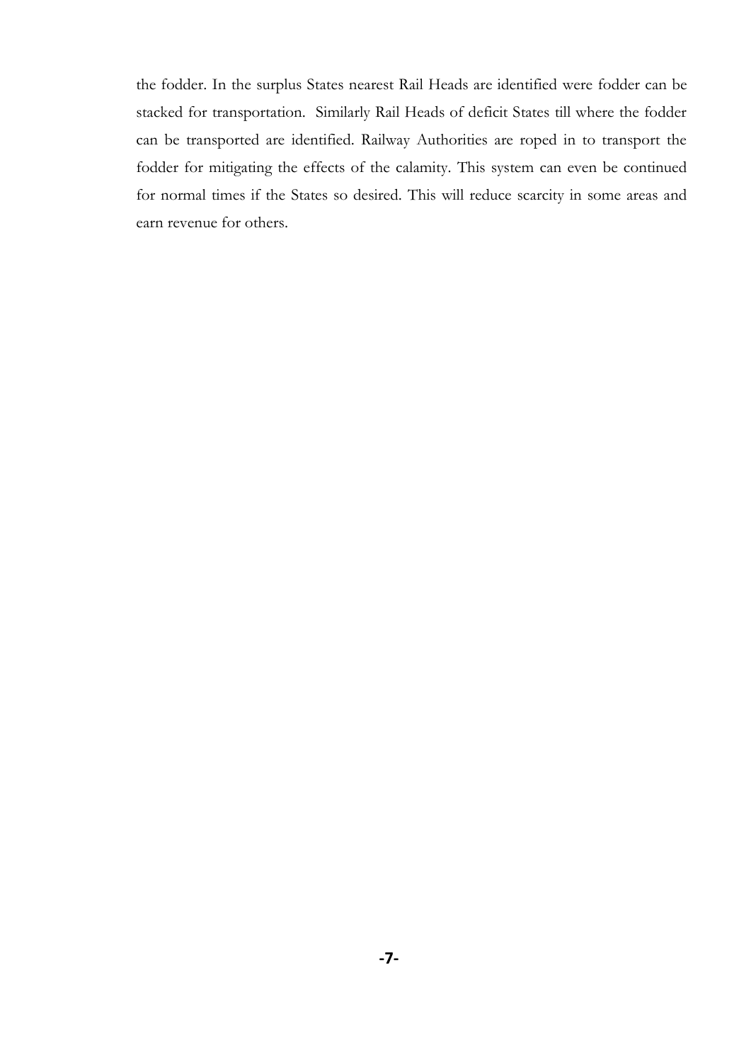the fodder. In the surplus States nearest Rail Heads are identified were fodder can be stacked for transportation. Similarly Rail Heads of deficit States till where the fodder can be transported are identified. Railway Authorities are roped in to transport the fodder for mitigating the effects of the calamity. This system can even be continued for normal times if the States so desired. This will reduce scarcity in some areas and earn revenue for others.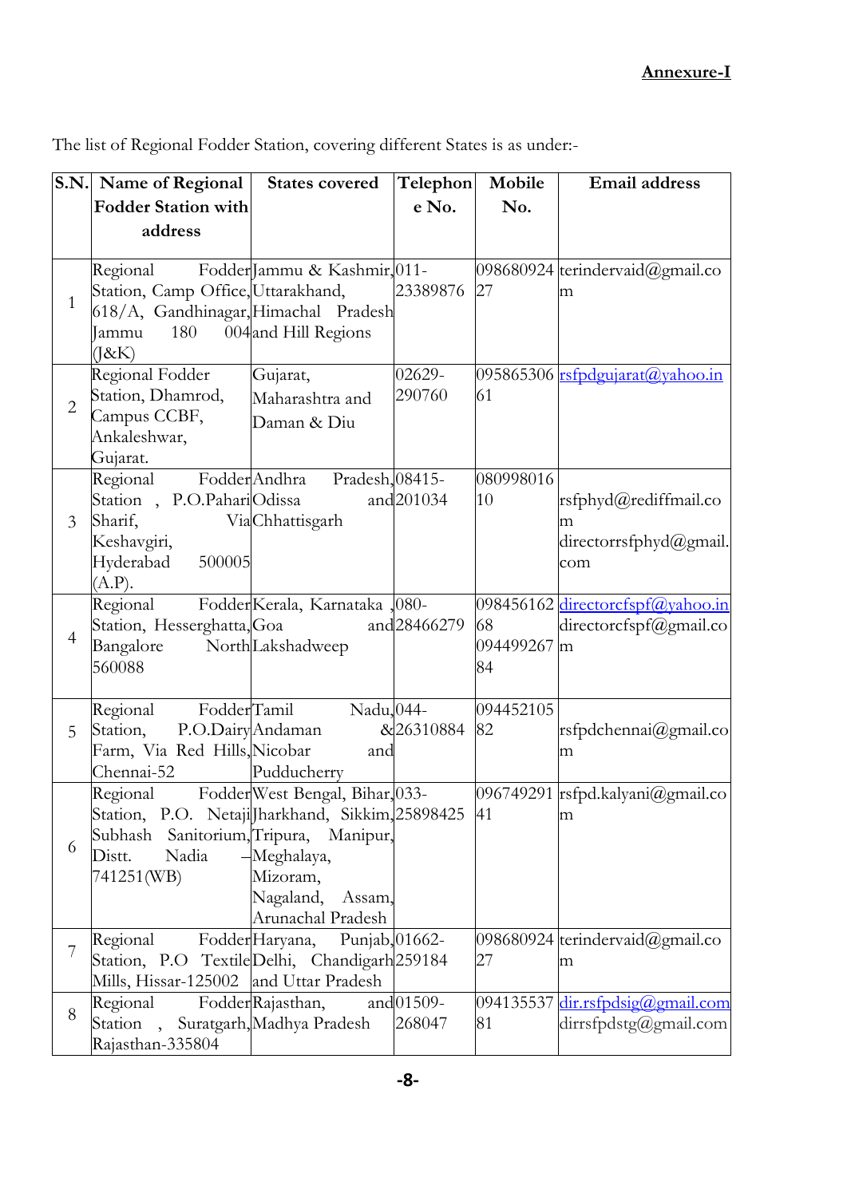**Annexure-I**

The list of Regional Fodder Station, covering different States is as under:-

| S.N. | Name of Regional Fodder Station with address | States covered | Telephone No. | Mobile No. | Email address |
|---|---|---|---|---|---|
| 1 | Regional Fodder Station, Camp Office, 618/A, Gandhinagar, Jammu 180 004 (J&K) | Jammu & Kashmir, Uttarakhand, Himachal Pradesh and Hill Regions | 011-23389876 | 09868092427 | terindervaid@gmail.com |
| 2 | Regional Fodder Station, Dhamrod, Campus CCBF, Ankaleshwar, Gujarat. | Gujarat, Maharashtra and Daman & Diu | 02629-290760 | 09586530661 | rsfpdgujarat@yahoo.in |
| 3 | Regional Fodder Station , P.O.Pahari Sharif, Via Keshavgiri, Hyderabad 500005 (A.P). | Andhra Pradesh, Odissa and Chhattisgarh | 08415-201034 | 08099801610 | rsfphyd@rediffmail.com directorrsfphyd@gmail.com |
| 4 | Regional Fodder Station, Hesserghatta, Bangalore North 560088 | Kerala, Karnataka ,Goa and Lakshadweep | 080-28466279 | 09845616268 09449926784 | directorcfspf@yahoo.in directorcfspf@gmail.com |
| 5 | Regional Fodder Station, P.O.Dairy Farm, Via Red Hills, Chennai-52 | Tamil Nadu, Andaman & Nicobar and Pudducherry | 044-26310884 | 09445210582 | rsfpdchennai@gmail.com |
| 6 | Regional Fodder Station, P.O. Netaji Subhash Sanitorium, Distt. Nadia – 741251(WB) | West Bengal, Bihar, Jharkhand, Sikkim, Tripura, Manipur, Meghalaya, Mizoram, Nagaland, Assam, Arunachal Pradesh | 033-25898425 | 09674929141 | rsfpd.kalyani@gmail.com |
| 7 | Regional Fodder Station, P.O Textile Mills, Hissar-125002 | Haryana, Punjab, Delhi, Chandigarh and Uttar Pradesh | 01662-259184 | 09868092427 | terindervaid@gmail.com |
| 8 | Regional Fodder Station , Suratgarh, Rajasthan-335804 | Rajasthan, and Madhya Pradesh | 01509-268047 | 09413553781 | dir.rsfpdsig@gmail.com dirrsfpdstg@gmail.com |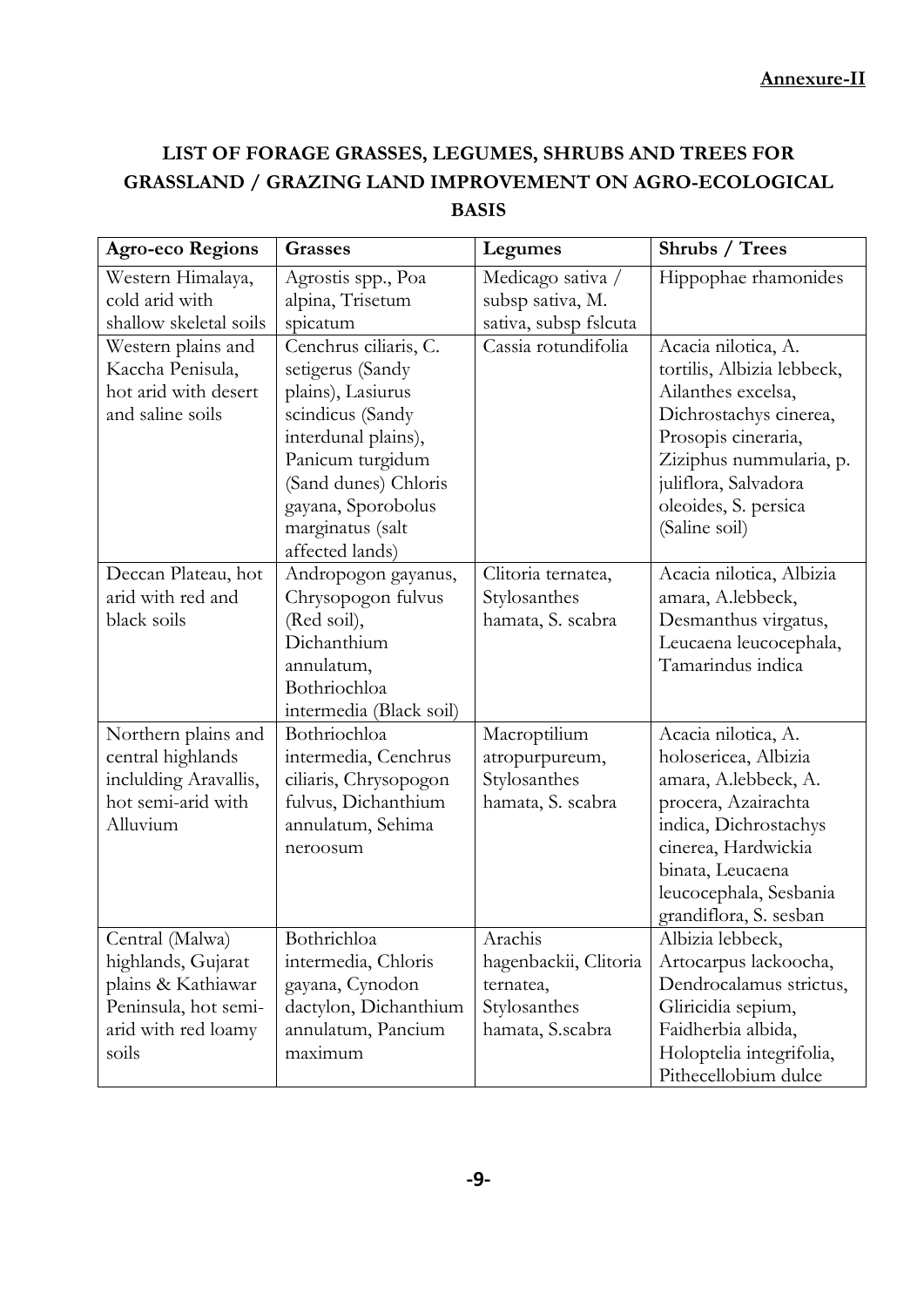**Annexure-II**

## LIST OF FORAGE GRASSES, LEGUMES, SHRUBS AND TREES FOR GRASSLAND / GRAZING LAND IMPROVEMENT ON AGRO-ECOLOGICAL BASIS

| Agro-eco Regions | Grasses | Legumes | Shrubs / Trees |
|---|---|---|---|
| Western Himalaya, cold arid with shallow skeletal soils | Agrostis spp., Poa alpina, Trisetum spicatum | Medicago sativa / subsp sativa, M. sativa, subsp fslcuta | Hippophae rhamonides |
| Western plains and Kaccha Penisula, hot arid with desert and saline soils | Cenchrus ciliaris, C. setigerus (Sandy plains), Lasiurus scindicus (Sandy interdunal plains), Panicum turgidum (Sand dunes) Chloris gayana, Sporobolus marginatus (salt affected lands) | Cassia rotundifolia | Acacia nilotica, A. tortilis, Albizia lebbeck, Ailanthes excelsa, Dichrostachys cinerea, Prosopis cineraria, Ziziphus nummularia, p. juliflora, Salvadora oleoides, S. persica (Saline soil) |
| Deccan Plateau, hot arid with red and black soils | Andropogon gayanus, Chrysopogon fulvus (Red soil), Dichanthium annulatum, Bothriochloa intermedia (Black soil) | Clitoria ternatea, Stylosanthes hamata, S. scabra | Acacia nilotica, Albizia amara, A.lebbeck, Desmanthus virgatus, Leucaena leucocephala, Tamarindus indica |
| Northern plains and central highlands inclulding Aravallis, hot semi-arid with Alluvium | Bothriochloa intermedia, Cenchrus ciliaris, Chrysopogon fulvus, Dichanthium annulatum, Sehima neroosum | Macroptilium atropurpureum, Stylosanthes hamata, S. scabra | Acacia nilotica, A. holosericea, Albizia amara, A.lebbeck, A. procera, Azairachta indica, Dichrostachys cinerea, Hardwickia binata, Leucaena leucocephala, Sesbania grandiflora, S. sesban |
| Central (Malwa) highlands, Gujarat plains & Kathiawar Peninsula, hot semi-arid with red loamy soils | Bothrichloa intermedia, Chloris gayana, Cynodon dactylon, Dichanthium annulatum, Pancium maximum | Arachis hagenbackii, Clitoria ternatea, Stylosanthes hamata, S.scabra | Albizia lebbeck, Artocarpus lackoocha, Dendrocalamus strictus, Gliricidia sepium, Faidherbia albida, Holoptelia integrifolia, Pithecellobium dulce |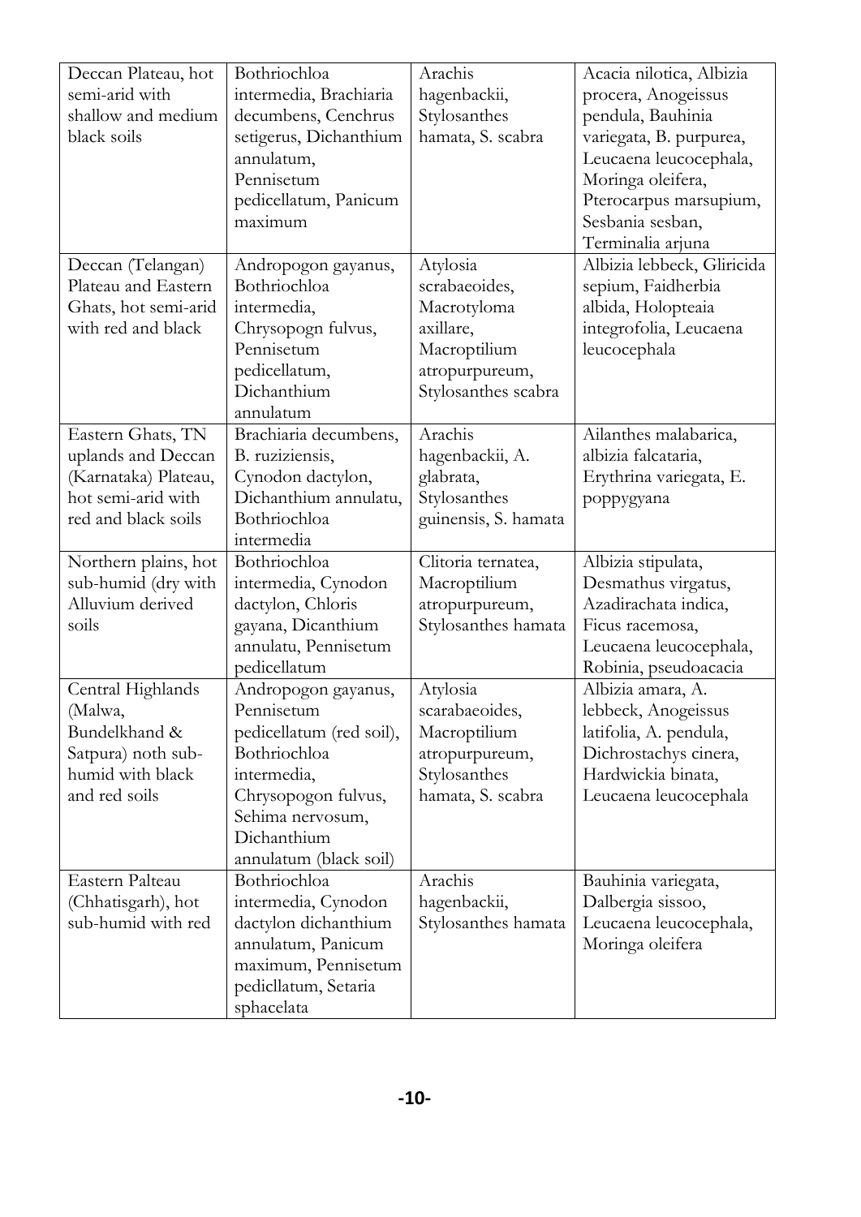| | | | |
|---|---|---|---|
| Deccan Plateau, hot semi-arid with shallow and medium black soils | Bothriochloa intermedia, Brachiaria decumbens, Cenchrus setigerus, Dichanthium annulatum, Pennisetum pedicellatum, Panicum maximum | Arachis hagenbackii, Stylosanthes hamata, S. scabra | Acacia nilotica, Albizia procera, Anogeissus pendula, Bauhinia variegata, B. purpurea, Leucaena leucocephala, Moringa oleifera, Pterocarpus marsupium, Sesbania sesban, Terminalia arjuna |
| Deccan (Telangan) Plateau and Eastern Ghats, hot semi-arid with red and black | Andropogon gayanus, Bothriochloa intermedia, Chrysopogn fulvus, Pennisetum pedicellatum, Dichanthium annulatum | Atylosia scrabaeoides, Macrotyloma axillare, Macroptilium atropurpureum, Stylosanthes scabra | Albizia lebbeck, Gliricida sepium, Faidherbia albida, Holopteaia integrofolia, Leucaena leucocephala |
| Eastern Ghats, TN uplands and Deccan (Karnataka) Plateau, hot semi-arid with red and black soils | Brachiaria decumbens, B. ruziziensis, Cynodon dactylon, Dichanthium annulatu, Bothriochloa intermedia | Arachis hagenbackii, A. glabrata, Stylosanthes guinensis, S. hamata | Ailanthes malabarica, albizia falcataria, Erythrina variegata, E. poppygyana |
| Northern plains, hot sub-humid (dry with Alluvium derived soils | Bothriochloa intermedia, Cynodon dactylon, Chloris gayana, Dicanthium annulatu, Pennisetum pedicellatum | Clitoria ternatea, Macroptilium atropurpureum, Stylosanthes hamata | Albizia stipulata, Desmathus virgatus, Azadirachata indica, Ficus racemosa, Leucaena leucocephala, Robinia, pseudoacacia |
| Central Highlands (Malwa, Bundelkhand & Satpura) noth sub-humid with black and red soils | Andropogon gayanus, Pennisetum pedicellatum (red soil), Bothriochloa intermedia, Chrysopogon fulvus, Sehima nervosum, Dichanthium annulatum (black soil) | Atylosia scarabaeoides, Macroptilium atropurpureum, Stylosanthes hamata, S. scabra | Albizia amara, A. lebbeck, Anogeissus latifolia, A. pendula, Dichrostachys cinera, Hardwickia binata, Leucaena leucocephala |
| Eastern Palteau (Chhatisgarh), hot sub-humid with red | Bothriochloa intermedia, Cynodon dactylon dichanthium annulatum, Panicum maximum, Pennisetum pedicllatum, Setaria sphacelata | Arachis hagenbackii, Stylosanthes hamata | Bauhinia variegata, Dalbergia sissoo, Leucaena leucocephala, Moringa oleifera |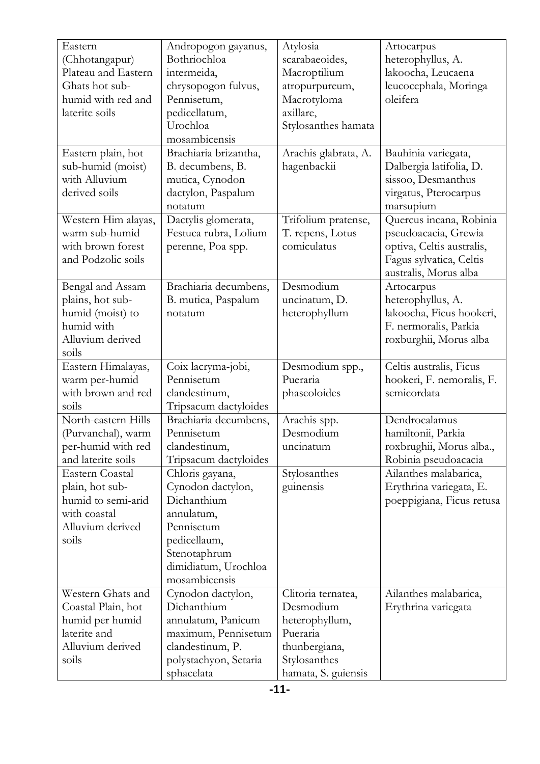| Eastern (Chhotangapur) Plateau and Eastern Ghats hot sub-humid with red and laterite soils | Andropogon gayanus, Bothriochloa intermeida, chrysopogon fulvus, Pennisetum, pedicellatum, Urochloa mosambicensis | Atylosia scarabaeoides, Macroptilium atropurpureum, Macrotyloma axillare, Stylosanthes hamata | Artocarpus heterophyllus, A. lakoocha, Leucaena leucocephala, Moringa oleifera |
|---|---|---|---|
| Eastern plain, hot sub-humid (moist) with Alluvium derived soils | Brachiaria brizantha, B. decumbens, B. mutica, Cynodon dactylon, Paspalum notatum | Arachis glabrata, A. hagenbackii | Bauhinia variegata, Dalbergia latifolia, D. sissoo, Desmanthus virgatus, Pterocarpus marsupium |
| Western Him alayas, warm sub-humid with brown forest and Podzolic soils | Dactylis glomerata, Festuca rubra, Lolium perenne, Poa spp. | Trifolium pratense, T. repens, Lotus comiculatus | Quercus incana, Robinia pseudoacacia, Grewia optiva, Celtis australis, Fagus sylvatica, Celtis australis, Morus alba |
| Bengal and Assam plains, hot sub-humid (moist) to humid with Alluvium derived soils | Brachiaria decumbens, B. mutica, Paspalum notatum | Desmodium uncinatum, D. heterophyllum | Artocarpus heterophyllus, A. lakoocha, Ficus hookeri, F. nermoralis, Parkia roxburghii, Morus alba |
| Eastern Himalayas, warm per-humid with brown and red soils | Coix lacryma-jobi, Pennisetum clandestinum, Tripsacum dactyloides | Desmodium spp., Pueraria phaseoloides | Celtis australis, Ficus hookeri, F. nemoralis, F. semicordata |
| North-eastern Hills (Purvanchal), warm per-humid with red and laterite soils | Brachiaria decumbens, Pennisetum clandestinum, Tripsacum dactyloides | Arachis spp. Desmodium uncinatum | Dendrocalamus hamiltonii, Parkia roxbrughii, Morus alba., Robinia pseudoacacia |
| Eastern Coastal plain, hot sub-humid to semi-arid with coastal Alluvium derived soils | Chloris gayana, Cynodon dactylon, Dichanthium annulatum, Pennisetum pedicellaum, Stenotaphrum dimidiatum, Urochloa mosambicensis | Stylosanthes guinensis | Ailanthes malabarica, Erythrina variegata, E. poeppigiana, Ficus retusa |
| Western Ghats and Coastal Plain, hot humid per humid laterite and Alluvium derived soils | Cynodon dactylon, Dichanthium annulatum, Panicum maximum, Pennisetum clandestinum, P. polystachyon, Setaria sphacelata | Clitoria ternatea, Desmodium heterophyllum, Pueraria thunbergiana, Stylosanthes hamata, S. guiensis | Ailanthes malabarica, Erythrina variegata |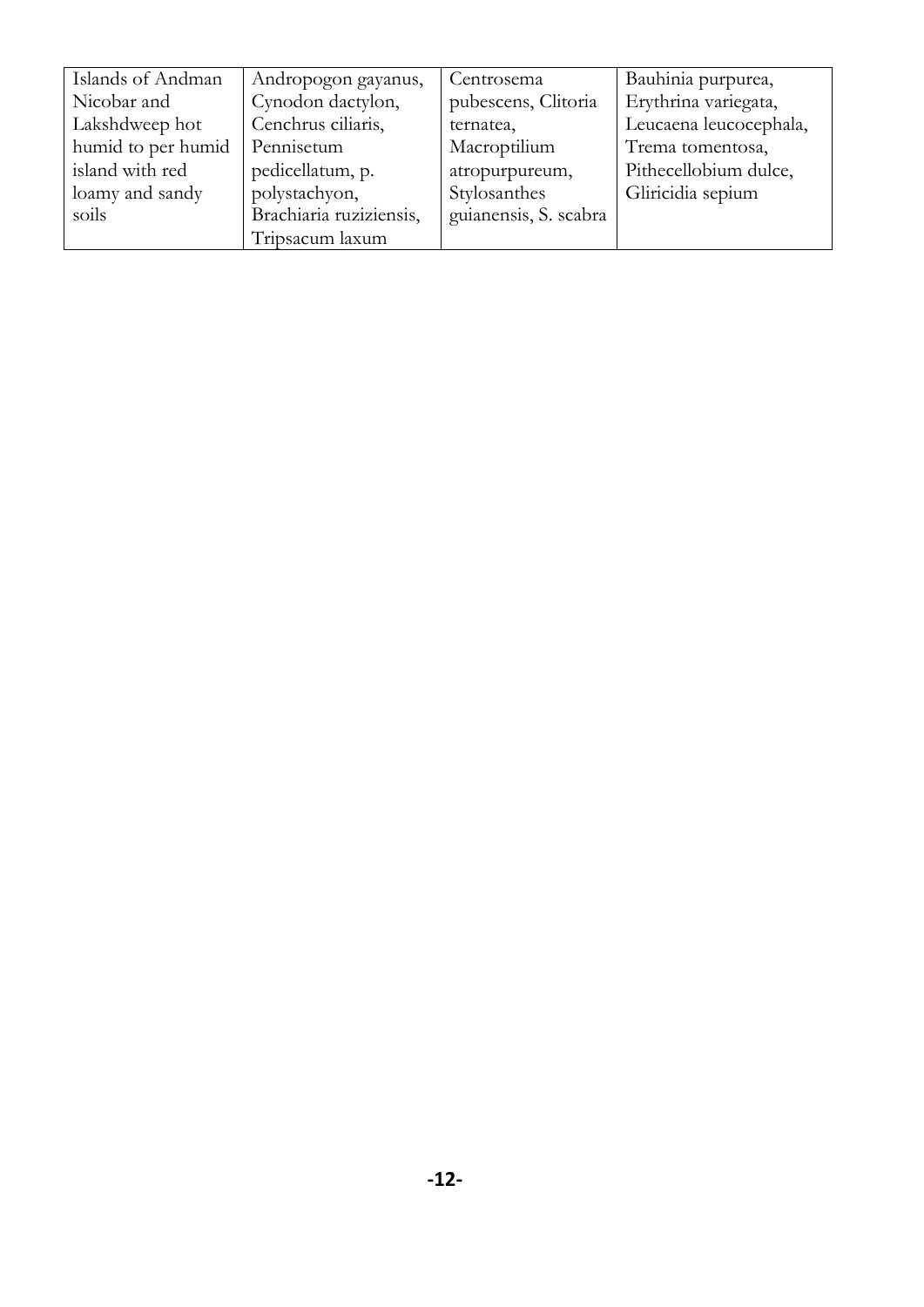| Islands of Andman Nicobar and Lakshdweep hot humid to per humid island with red loamy and sandy soils | Andropogon gayanus, Cynodon dactylon, Cenchrus ciliaris, Pennisetum pedicellatum, p. polystachyon, Brachiaria ruziziensis, Tripsacum laxum | Centrosema pubescens, Clitoria ternatea, Macroptilium atropurpureum, Stylosanthes guianensis, S. scabra | Bauhinia purpurea, Erythrina variegata, Leucaena leucocephala, Trema tomentosa, Pithecellobium dulce, Gliricidia sepium |
|---|---|---|---|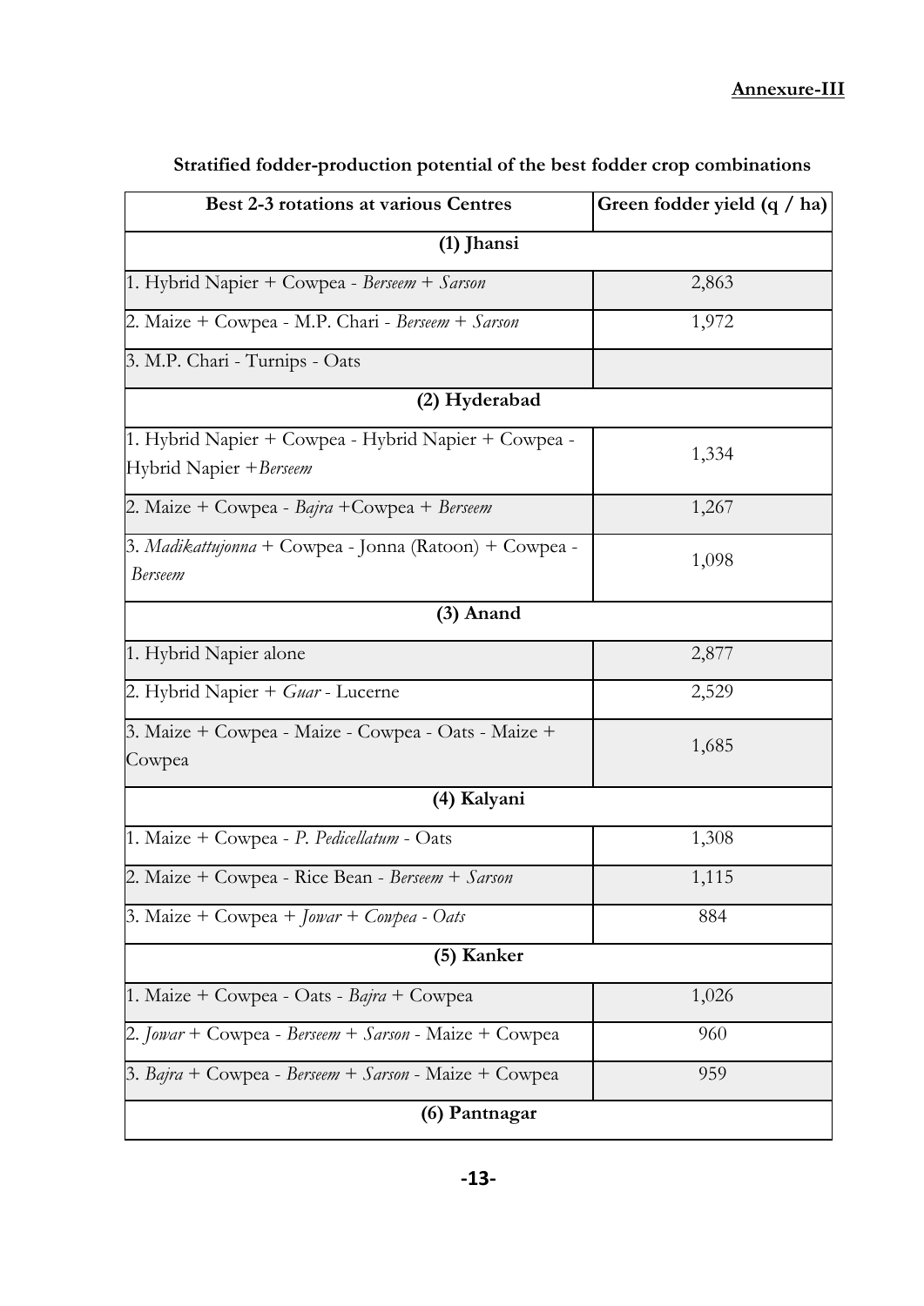**Annexure-III**

**Stratified fodder-production potential of the best fodder crop combinations**

| Best 2-3 rotations at various Centres | Green fodder yield (q / ha) |
|---|---|
| **(1) Jhansi** | |
| 1. Hybrid Napier + Cowpea - *Berseem* + *Sarson* | 2,863 |
| 2. Maize + Cowpea - M.P. Chari - *Berseem* + *Sarson* | 1,972 |
| 3. M.P. Chari - Turnips - Oats | |
| **(2) Hyderabad** | |
| 1. Hybrid Napier + Cowpea - Hybrid Napier + Cowpea - Hybrid Napier +*Berseem* | 1,334 |
| 2. Maize + Cowpea - *Bajra* +Cowpea + *Berseem* | 1,267 |
| 3. *Madikattujonna* + Cowpea - Jonna (Ratoon) + Cowpea - *Berseem* | 1,098 |
| **(3) Anand** | |
| 1. Hybrid Napier alone | 2,877 |
| 2. Hybrid Napier + *Guar* - Lucerne | 2,529 |
| 3. Maize + Cowpea - Maize - Cowpea - Oats - Maize + Cowpea | 1,685 |
| **(4) Kalyani** | |
| 1. Maize + Cowpea - *P. Pedicellatum* - Oats | 1,308 |
| 2. Maize + Cowpea - Rice Bean - *Berseem* + *Sarson* | 1,115 |
| 3. Maize + Cowpea + *Jowar* + *Cowpea - Oats* | 884 |
| **(5) Kanker** | |
| 1. Maize + Cowpea - Oats - *Bajra* + Cowpea | 1,026 |
| 2. *Jowar* + Cowpea - *Berseem* + *Sarson* - Maize + Cowpea | 960 |
| 3. *Bajra* + Cowpea - *Berseem* + *Sarson* - Maize + Cowpea | 959 |
| **(6) Pantnagar** | |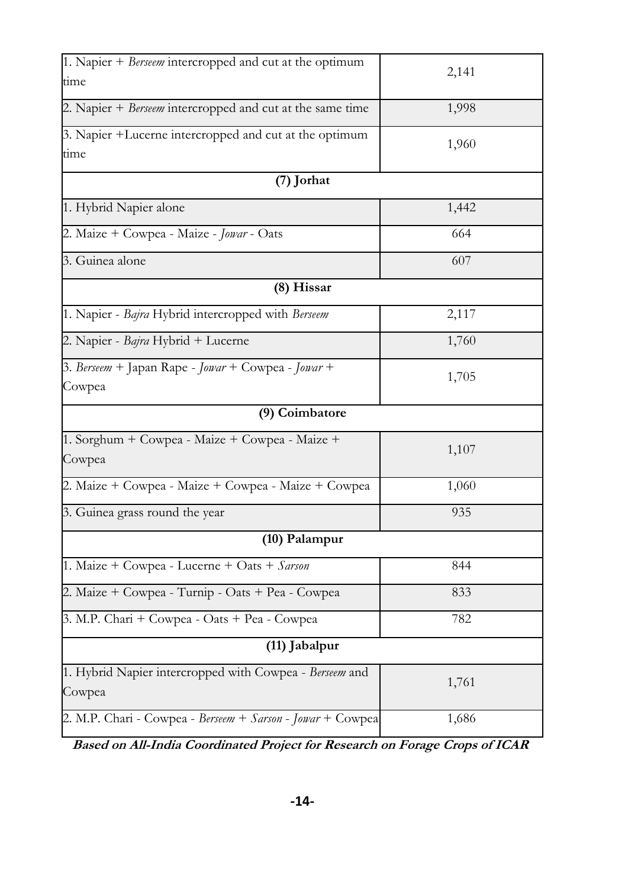| | |
|---|---|
| 1. Napier + *Berseem* intercropped and cut at the optimum time | 2,141 |
| 2. Napier + *Berseem* intercropped and cut at the same time | 1,998 |
| 3. Napier +Lucerne intercropped and cut at the optimum time | 1,960 |
| **(7) Jorhat** | |
| 1. Hybrid Napier alone | 1,442 |
| 2. Maize + Cowpea - Maize - *Jowar* - Oats | 664 |
| 3. Guinea alone | 607 |
| **(8) Hissar** | |
| 1. Napier - *Bajra* Hybrid intercropped with *Berseem* | 2,117 |
| 2. Napier - *Bajra* Hybrid + Lucerne | 1,760 |
| 3. *Berseem* + Japan Rape - *Jowar* + Cowpea - *Jowar* + Cowpea | 1,705 |
| **(9) Coimbatore** | |
| 1. Sorghum + Cowpea - Maize + Cowpea - Maize + Cowpea | 1,107 |
| 2. Maize + Cowpea - Maize + Cowpea - Maize + Cowpea | 1,060 |
| 3. Guinea grass round the year | 935 |
| **(10) Palampur** | |
| 1. Maize + Cowpea - Lucerne + Oats + *Sarson* | 844 |
| 2. Maize + Cowpea - Turnip - Oats + Pea - Cowpea | 833 |
| 3. M.P. Chari + Cowpea - Oats + Pea - Cowpea | 782 |
| **(11) Jabalpur** | |
| 1. Hybrid Napier intercropped with Cowpea - *Berseem* and Cowpea | 1,761 |
| 2. M.P. Chari - Cowpea - *Berseem* + *Sarson* - *Jowar* + Cowpea | 1,686 |

***Based on All-India Coordinated Project for Research on Forage Crops of ICAR***